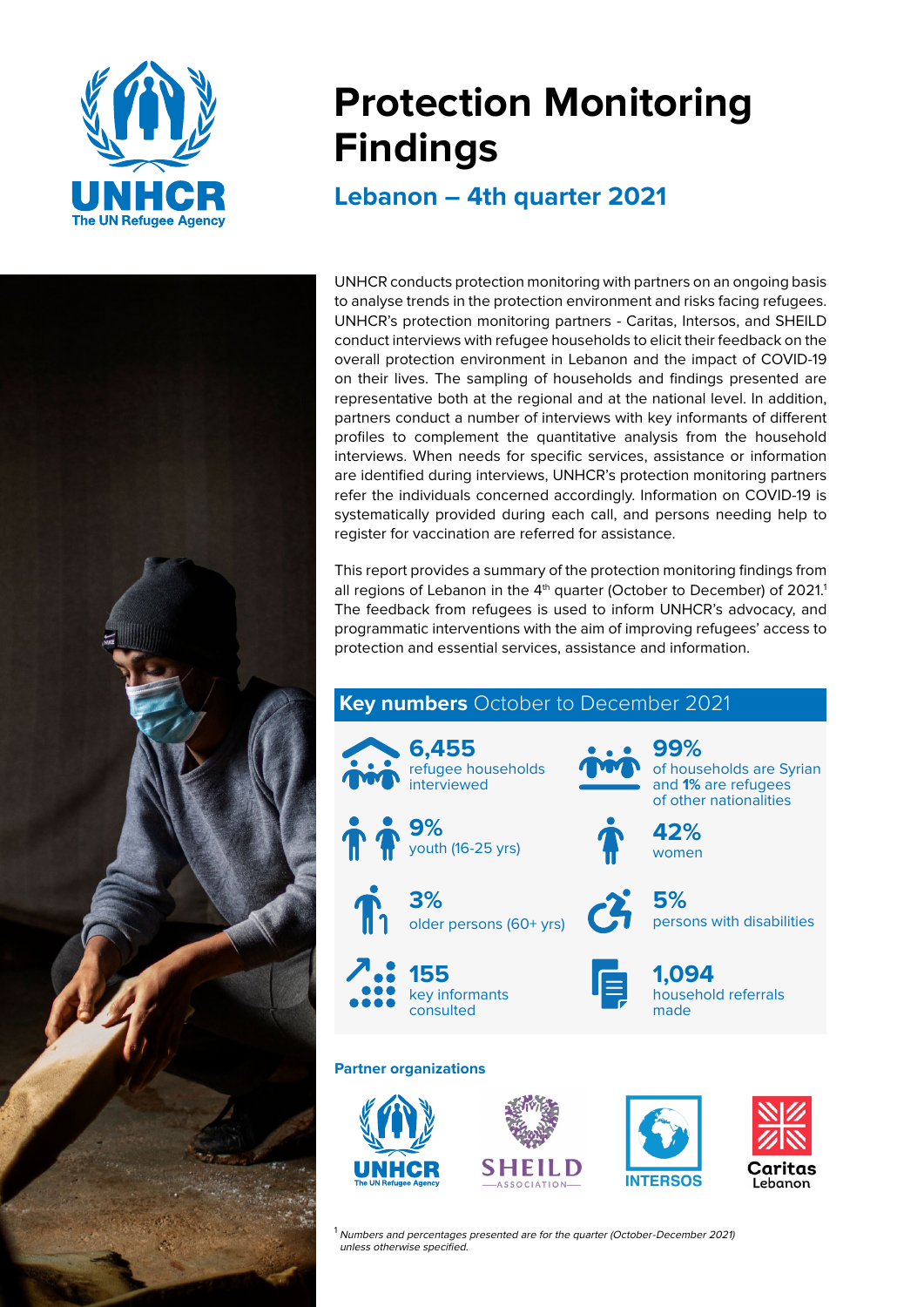# Protection Monitoring Findings

## Lebanon – 4th quarter 2021

UNHCR conducts protection monitoring with partners on an ongoing basis to analyse trends in the protection environment and risks facing refugees. UNHCR's protection monitoring partners - Caritas, Intersos, and SHEILD conduct interviews with refugee households to elicit their feedback on the overall protection environment in Lebanon and the impact of COVID-19 on their lives. The sampling of households and findings presented are representative both at the regional and at the national level. In addition, partners conduct a number of interviews with key informants of different profiles to complement the quantitative analysis from the household interviews. When needs for specific services, assistance or information are identified during interviews, UNHCR's protection monitoring partners refer the individuals concerned accordingly. Information on COVID-19 is systematically provided during each call, and persons needing help to register for vaccination are referred for assistance.

This report provides a summary of the protection monitoring findings from all regions of Lebanon in the 4th quarter (October to December) of 2021.[1] The feedback from refugees is used to inform UNHCR's advocacy, and programmatic interventions with the aim of improving refugees' access to protection and essential services, assistance and information.

### Key numbers October to December 2021

- **6,455** refugee households interviewed
- **99%** of households are Syrian and **1%** are refugees of other nationalities
- **9%** youth (16-25 yrs)
- **42%** women
- **3%** older persons (60+ yrs)
- **5%** persons with disabilities
- **155** key informants consulted
- **1,094** household referrals made

**Partner organizations**

UNHCR – The UN Refugee Agency · SHEILD Association · INTERSOS · Caritas Lebanon

[1] *Numbers and percentages presented are for the quarter (October-December 2021) unless otherwise specified.*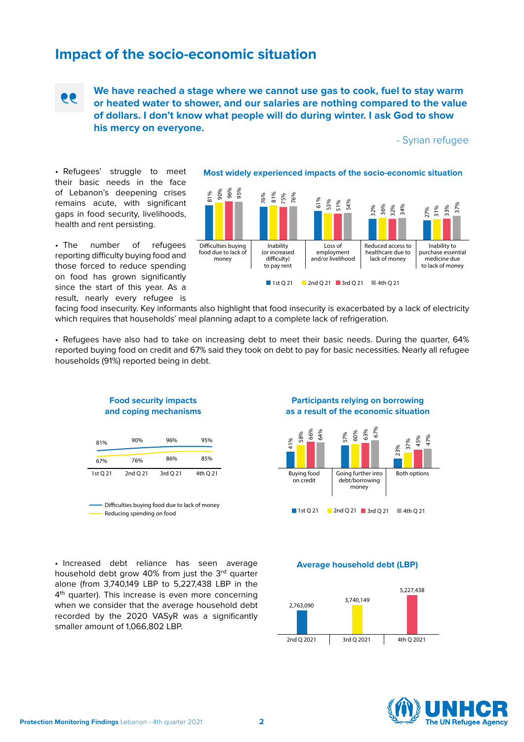## Impact of the socio-economic situation

> **We have reached a stage where we cannot use gas to cook, fuel to stay warm or heated water to shower, and our salaries are nothing compared to the value of dollars. I don't know what people will do during winter. I ask God to show his mercy on everyone.**
>
> \- Syrian refugee

- Refugees' struggle to meet their basic needs in the face of Lebanon's deepening crises remains acute, with significant gaps in food security, livelihoods, health and rent persisting.

- The number of refugees reporting difficulty buying food and those forced to reduce spending on food has grown significantly since the start of this year. As a result, nearly every refugee is facing food insecurity. Key informants also highlight that food insecurity is exacerbated by a lack of electricity which requires that households' meal planning adapt to a complete lack of refrigeration.

**Most widely experienced impacts of the socio-economic situation**

| | 1st Q 21 | 2nd Q 21 | 3rd Q 21 | 4th Q 21 |
|---|---|---|---|---|
| Difficulties buying food due to lack of money | 81% | 90% | 96% | 95% |
| Inability (or increased difficulty) to pay rent | 76% | 81% | 75% | 76% |
| Loss of employment and/or livelihood | 61% | 53% | 51% | 54% |
| Reduced access to healthcare due to lack of money | 32% | 36% | 32% | 34% |
| Inability to purchase essential medicine due to lack of money | 27% | 31% | 33% | 37% |

- Refugees have also had to take on increasing debt to meet their basic needs. During the quarter, 64% reported buying food on credit and 67% said they took on debt to pay for basic necessities. Nearly all refugee households (91%) reported being in debt.

**Food security impacts and coping mechanisms**

| | 1st Q 21 | 2nd Q 21 | 3rd Q 21 | 4th Q 21 |
|---|---|---|---|---|
| Difficulties buying food due to lack of money | 81% | 90% | 96% | 95% |
| Reducing spending on food | 67% | 76% | 86% | 85% |

**Participants relying on borrowing as a result of the economic situation**

| | 1st Q 21 | 2nd Q 21 | 3rd Q 21 | 4th Q 21 |
|---|---|---|---|---|
| Buying food on credit | 41% | 58% | 66% | 64% |
| Going further into debt/borrowing money | 57% | 60% | 63% | 67% |
| Both options | 23% | 37% | 45% | 47% |

- Increased debt reliance has seen average household debt grow 40% from just the 3rd quarter alone (from 3,740,149 LBP to 5,227,438 LBP in the 4th quarter). This increase is even more concerning when we consider that the average household debt recorded by the 2020 VASyR was a significantly smaller amount of 1,066,802 LBP.

**Average household debt (LBP)**

| 2nd Q 2021 | 3rd Q 2021 | 4th Q 2021 |
|---|---|---|
| 2,763,090 | 3,740,149 | 5,227,438 |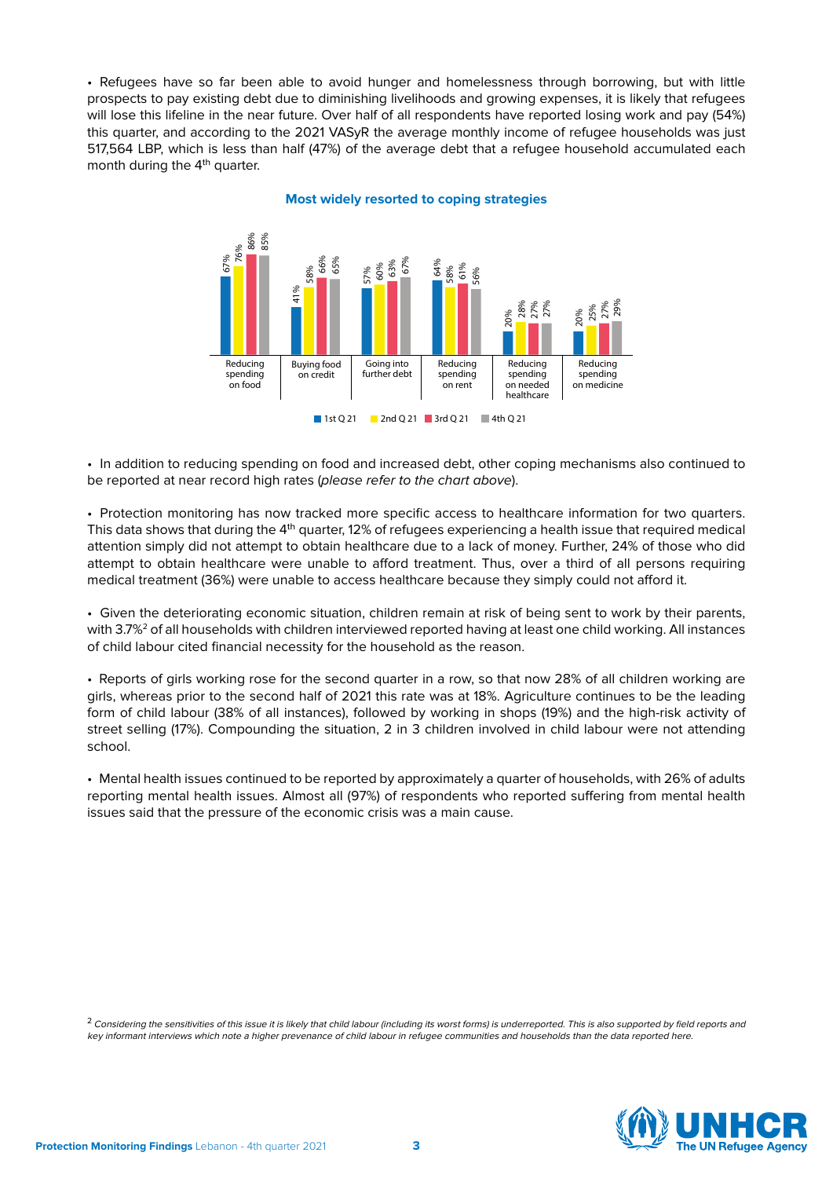• Refugees have so far been able to avoid hunger and homelessness through borrowing, but with little prospects to pay existing debt due to diminishing livelihoods and growing expenses, it is likely that refugees will lose this lifeline in the near future. Over half of all respondents have reported losing work and pay (54%) this quarter, and according to the 2021 VASyR the average monthly income of refugee households was just 517,564 LBP, which is less than half (47%) of the average debt that a refugee household accumulated each month during the 4th quarter.

**Most widely resorted to coping strategies**

| | 1st Q 21 | 2nd Q 21 | 3rd Q 21 | 4th Q 21 |
|---|---|---|---|---|
| Reducing spending on food | 67% | 76% | 86% | 85% |
| Buying food on credit | 41% | 58% | 66% | 65% |
| Going into further debt | 57% | 60% | 63% | 67% |
| Reducing spending on rent | 64% | 58% | 61% | 56% |
| Reducing spending on needed healthcare | 20% | 28% | 27% | 27% |
| Reducing spending on medicine | 20% | 25% | 27% | 29% |

• In addition to reducing spending on food and increased debt, other coping mechanisms also continued to be reported at near record high rates (*please refer to the chart above*).

• Protection monitoring has now tracked more specific access to healthcare information for two quarters. This data shows that during the 4th quarter, 12% of refugees experiencing a health issue that required medical attention simply did not attempt to obtain healthcare due to a lack of money. Further, 24% of those who did attempt to obtain healthcare were unable to afford treatment. Thus, over a third of all persons requiring medical treatment (36%) were unable to access healthcare because they simply could not afford it.

• Given the deteriorating economic situation, children remain at risk of being sent to work by their parents, with 3.7%[2] of all households with children interviewed reported having at least one child working. All instances of child labour cited financial necessity for the household as the reason.

• Reports of girls working rose for the second quarter in a row, so that now 28% of all children working are girls, whereas prior to the second half of 2021 this rate was at 18%. Agriculture continues to be the leading form of child labour (38% of all instances), followed by working in shops (19%) and the high-risk activity of street selling (17%). Compounding the situation, 2 in 3 children involved in child labour were not attending school.

• Mental health issues continued to be reported by approximately a quarter of households, with 26% of adults reporting mental health issues. Almost all (97%) of respondents who reported suffering from mental health issues said that the pressure of the economic crisis was a main cause.

[2] *Considering the sensitivities of this issue it is likely that child labour (including its worst forms) is underreported. This is also supported by field reports and key informant interviews which note a higher prevenance of child labour in refugee communities and households than the data reported here.*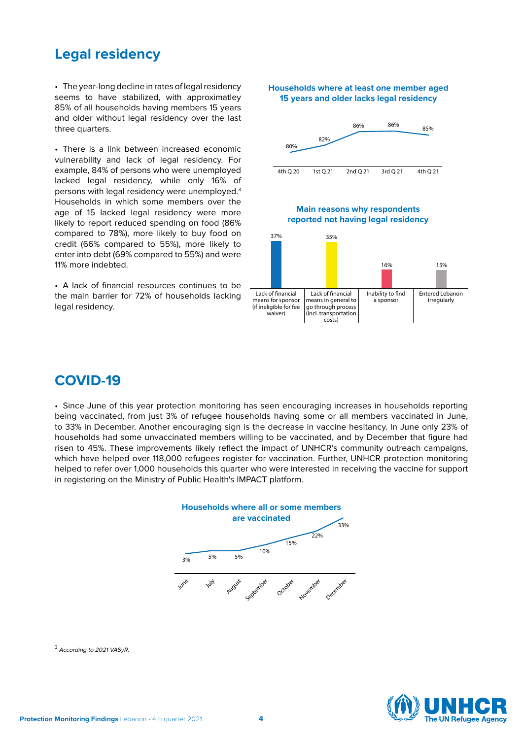## Legal residency

- The year-long decline in rates of legal residency seems to have stabilized, with approximatley 85% of all households having members 15 years and older without legal residency over the last three quarters.

- There is a link between increased economic vulnerability and lack of legal residency. For example, 84% of persons who were unemployed lacked legal residency, while only 16% of persons with legal residency were unemployed.[3] Households in which some members over the age of 15 lacked legal residency were more likely to report reduced spending on food (86% compared to 78%), more likely to buy food on credit (66% compared to 55%), more likely to enter into debt (69% compared to 55%) and were 11% more indebted.

- A lack of financial resources continues to be the main barrier for 72% of households lacking legal residency.

**Households where at least one member aged 15 years and older lacks legal residency**

| 4th Q 20 | 1st Q 21 | 2nd Q 21 | 3rd Q 21 | 4th Q 21 |
|---|---|---|---|---|
| 80% | 82% | 86% | 86% | 85% |

**Main reasons why respondents reported not having legal residency**

| Lack of financial means for sponsor (if ineligible for fee waiver) | Lack of financial means in general to go through process (incl. transportation costs) | Inability to find a sponsor | Entered Lebanon irregularly |
|---|---|---|---|
| 37% | 35% | 16% | 15% |

## COVID-19

- Since June of this year protection monitoring has seen encouraging increases in households reporting being vaccinated, from just 3% of refugee households having some or all members vaccinated in June, to 33% in December. Another encouraging sign is the decrease in vaccine hesitancy. In June only 23% of households had some unvaccinated members willing to be vaccinated, and by December that figure had risen to 45%. These improvements likely reflect the impact of UNHCR's community outreach campaigns, which have helped over 118,000 refugees register for vaccination. Further, UNHCR protection monitoring helped to refer over 1,000 households this quarter who were interested in receiving the vaccine for support in registering on the Ministry of Public Health's IMPACT platform.

**Households where all or some members are vaccinated**

| June | July | August | September | October | November | December |
|---|---|---|---|---|---|---|
| 3% | 5% | 5% | 10% | 15% | 22% | 33% |

[3] *According to 2021 VASyR.*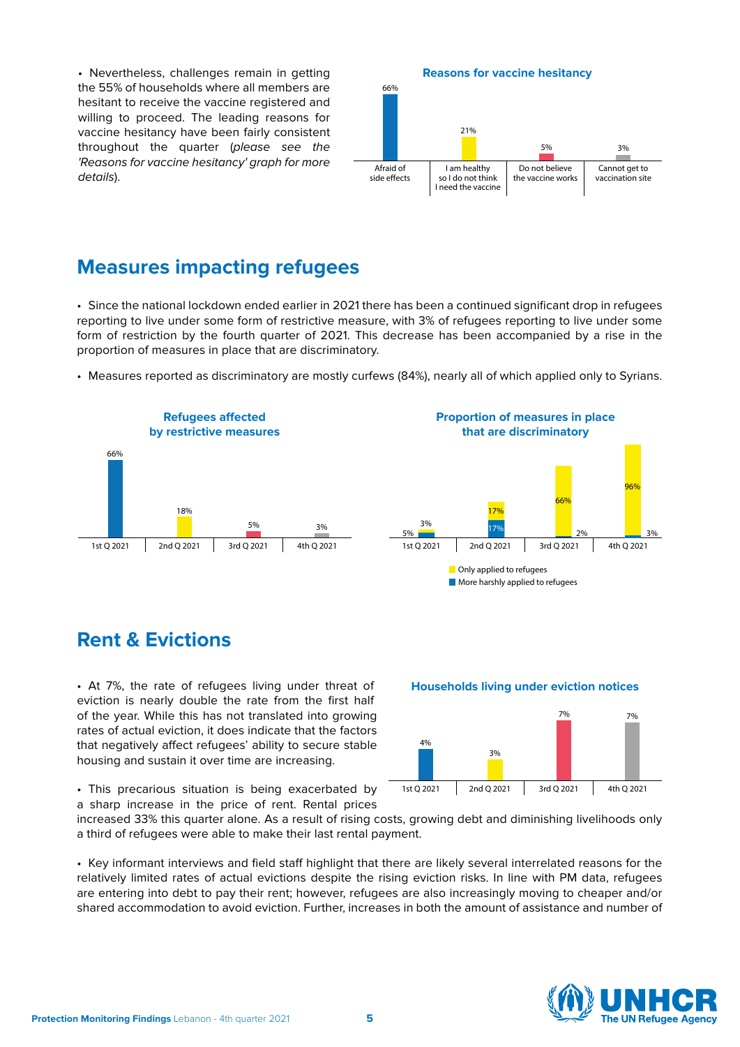- Nevertheless, challenges remain in getting the 55% of households where all members are hesitant to receive the vaccine registered and willing to proceed. The leading reasons for vaccine hesitancy have been fairly consistent throughout the quarter (*please see the 'Reasons for vaccine hesitancy' graph for more details*).

**Reasons for vaccine hesitancy**

| Reason | % |
|---|---|
| Afraid of side effects | 66% |
| I am healthy so I do not think I need the vaccine | 21% |
| Do not believe the vaccine works | 5% |
| Cannot get to vaccination site | 3% |

## Measures impacting refugees

- Since the national lockdown ended earlier in 2021 there has been a continued significant drop in refugees reporting to live under some form of restrictive measure, with 3% of refugees reporting to live under some form of restriction by the fourth quarter of 2021. This decrease has been accompanied by a rise in the proportion of measures in place that are discriminatory.
- Measures reported as discriminatory are mostly curfews (84%), nearly all of which applied only to Syrians.

**Refugees affected by restrictive measures**

| Quarter | % |
|---|---|
| 1st Q 2021 | 66% |
| 2nd Q 2021 | 18% |
| 3rd Q 2021 | 5% |
| 4th Q 2021 | 3% |

**Proportion of measures in place that are discriminatory**

| Quarter | Only applied to refugees | More harshly applied to refugees |
|---|---|---|
| 1st Q 2021 | 3% | 5% |
| 2nd Q 2021 | 17% | 17% |
| 3rd Q 2021 | 66% | 2% |
| 4th Q 2021 | 96% | 3% |

## Rent & Evictions

- At 7%, the rate of refugees living under threat of eviction is nearly double the rate from the first half of the year. While this has not translated into growing rates of actual eviction, it does indicate that the factors that negatively affect refugees' ability to secure stable housing and sustain it over time are increasing.
- This precarious situation is being exacerbated by a sharp increase in the price of rent. Rental prices increased 33% this quarter alone. As a result of rising costs, growing debt and diminishing livelihoods only a third of refugees were able to make their last rental payment.

**Households living under eviction notices**

| Quarter | % |
|---|---|
| 1st Q 2021 | 4% |
| 2nd Q 2021 | 3% |
| 3rd Q 2021 | 7% |
| 4th Q 2021 | 7% |

- Key informant interviews and field staff highlight that there are likely several interrelated reasons for the relatively limited rates of actual evictions despite the rising eviction risks. In line with PM data, refugees are entering into debt to pay their rent; however, refugees are also increasingly moving to cheaper and/or shared accommodation to avoid eviction. Further, increases in both the amount of assistance and number of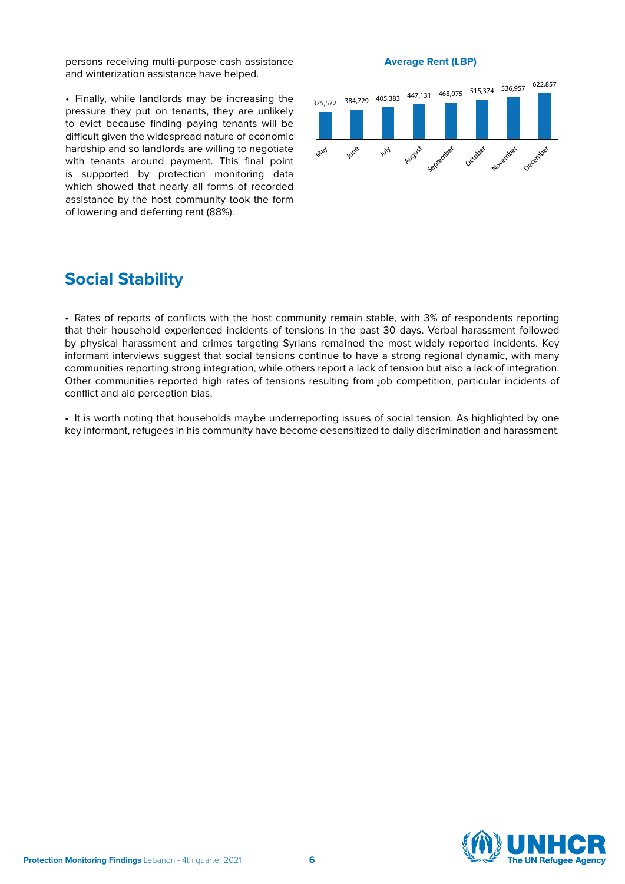persons receiving multi-purpose cash assistance and winterization assistance have helped.

- Finally, while landlords may be increasing the pressure they put on tenants, they are unlikely to evict because finding paying tenants will be difficult given the widespread nature of economic hardship and so landlords are willing to negotiate with tenants around payment. This final point is supported by protection monitoring data which showed that nearly all forms of recorded assistance by the host community took the form of lowering and deferring rent (88%).

**Average Rent (LBP)**

375,572
384,729
405,383
447,131
468,075
515,374
536,957
622,857

May
June
July
August
September
October
November
December

## Social Stability

- Rates of reports of conflicts with the host community remain stable, with 3% of respondents reporting that their household experienced incidents of tensions in the past 30 days. Verbal harassment followed by physical harassment and crimes targeting Syrians remained the most widely reported incidents. Key informant interviews suggest that social tensions continue to have a strong regional dynamic, with many communities reporting strong integration, while others report a lack of tension but also a lack of integration. Other communities reported high rates of tensions resulting from job competition, particular incidents of conflict and aid perception bias.

- It is worth noting that households maybe underreporting issues of social tension. As highlighted by one key informant, refugees in his community have become desensitized to daily discrimination and harassment.